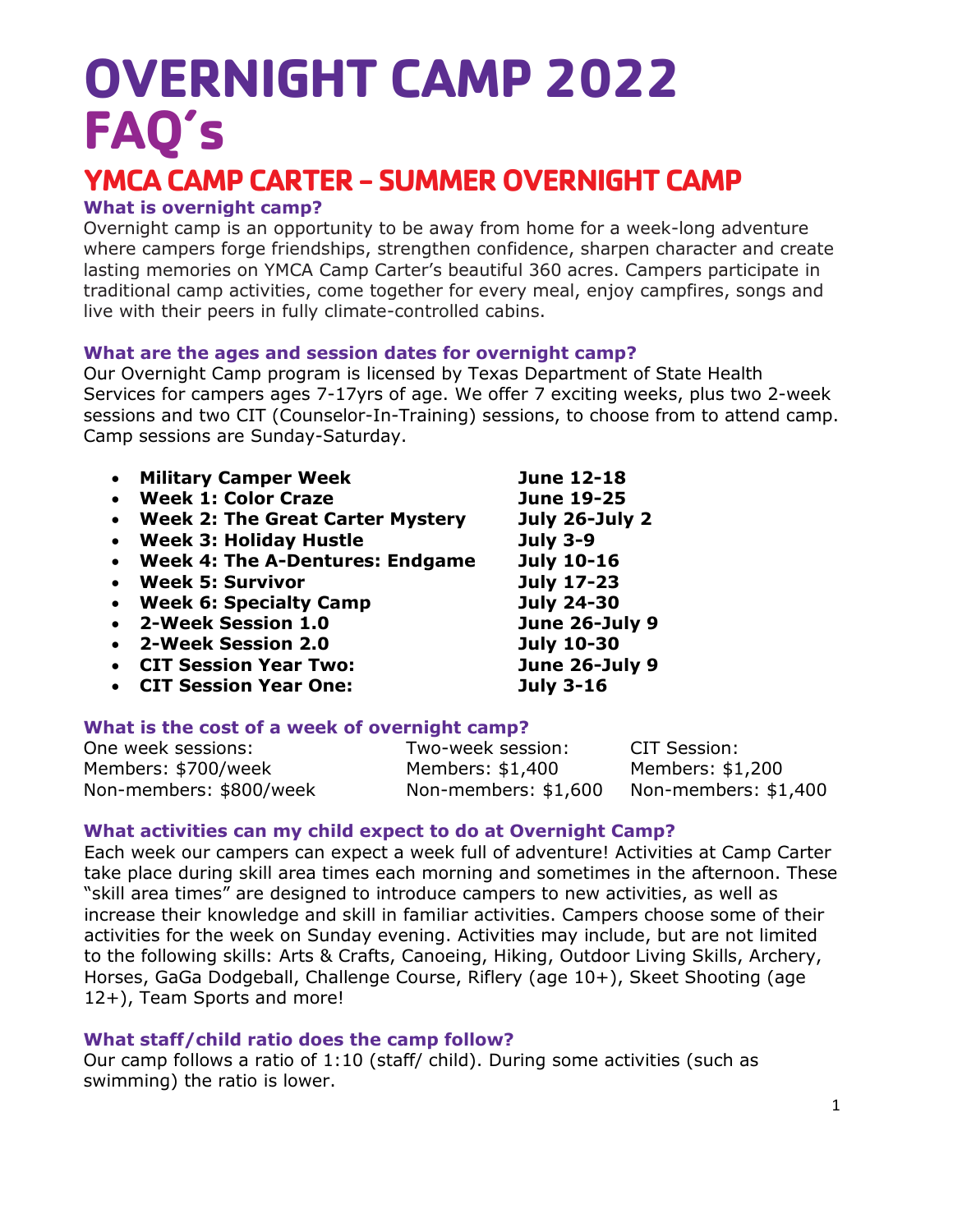# OVERNIGHT CAMP 2022 FAQ's

## YMCA CAMP CARTER – SUMMER OVERNIGHT CAMP

### What is overnight camp?

Overnight camp is an opportunity to be away from home for a week-long adventure where campers forge friendships, strengthen confidence, sharpen character and create lasting memories on YMCA Camp Carter's beautiful 360 acres. Campers participate in traditional camp activities, come together for every meal, enjoy campfires, songs and live with their peers in fully climate-controlled cabins.

### What are the ages and session dates for overnight camp?

Our Overnight Camp program is licensed by Texas Department of State Health Services for campers ages 7-17yrs of age. We offer 7 exciting weeks, plus two 2-week sessions and two CIT (Counselor-In-Training) sessions, to choose from to attend camp. Camp sessions are Sunday-Saturday.

- **Military Camper Week** — **June 12-18**
- **Week 1: Color Craze** — **June 19-25**
- **Week 2: The Great Carter Mystery** — **July 26-July 2**
- **Week 3: Holiday Hustle** — **July 3-9**
- **Week 4: The A-Dentures: Endgame** — **July 10-16**
- **Week 5: Survivor** — **July 17-23**
- **Week 6: Specialty Camp** — **July 24-30**
- **2-Week Session 1.0** — **June 26-July 9**
- **2-Week Session 2.0** — **July 10-30**
- **CIT Session Year Two:** — **June 26-July 9**
- **CIT Session Year One:** — **July 3-16**

### What is the cost of a week of overnight camp?

| One week sessions: | Two-week session: | CIT Session: |
|---|---|---|
| Members: $700/week | Members: $1,400 | Members: $1,200 |
| Non-members: $800/week | Non-members: $1,600 | Non-members: $1,400 |

### What activities can my child expect to do at Overnight Camp?

Each week our campers can expect a week full of adventure! Activities at Camp Carter take place during skill area times each morning and sometimes in the afternoon. These "skill area times" are designed to introduce campers to new activities, as well as increase their knowledge and skill in familiar activities. Campers choose some of their activities for the week on Sunday evening. Activities may include, but are not limited to the following skills: Arts & Crafts, Canoeing, Hiking, Outdoor Living Skills, Archery, Horses, GaGa Dodgeball, Challenge Course, Riflery (age 10+), Skeet Shooting (age 12+), Team Sports and more!

### What staff/child ratio does the camp follow?

Our camp follows a ratio of 1:10 (staff/ child). During some activities (such as swimming) the ratio is lower.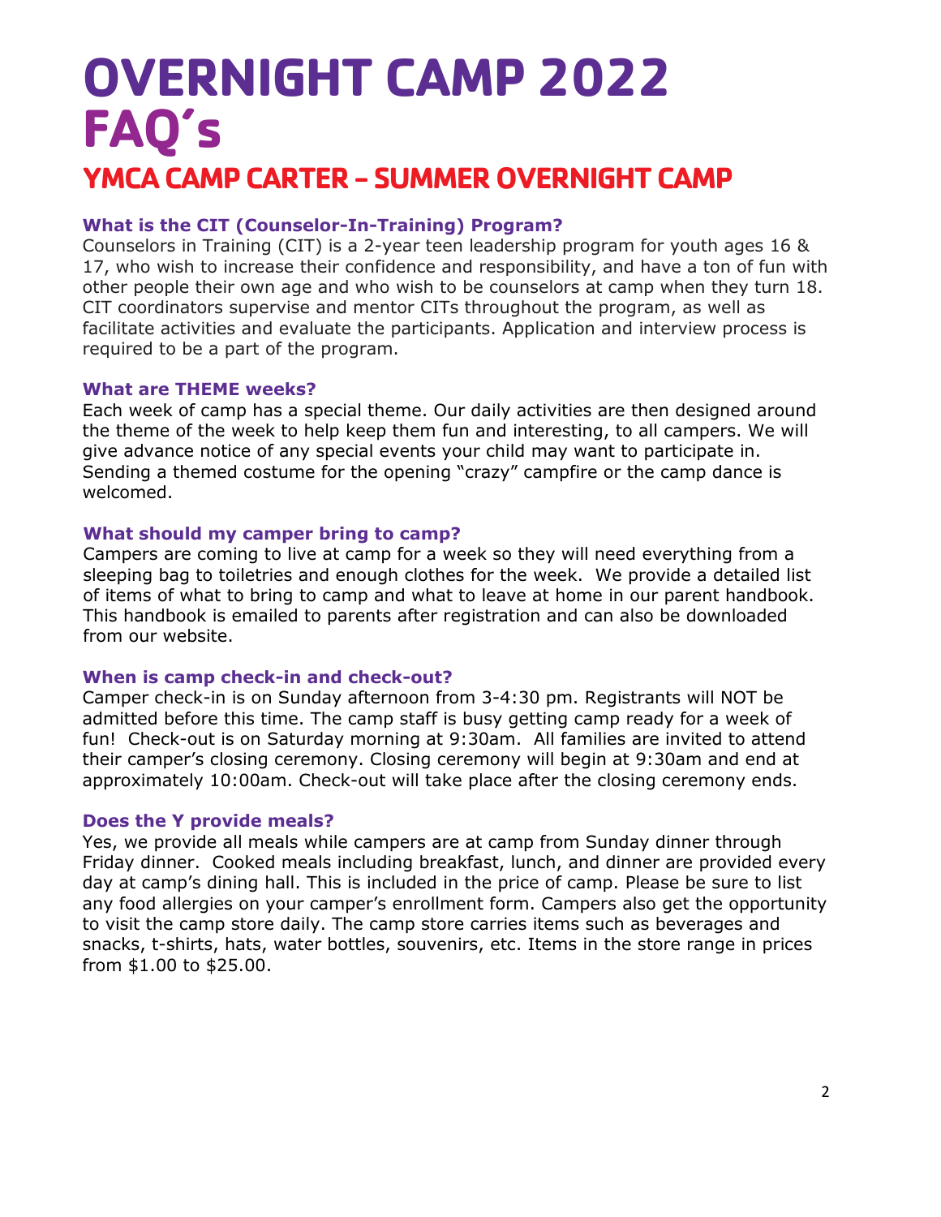# OVERNIGHT CAMP 2022 FAQ's

## YMCA CAMP CARTER – SUMMER OVERNIGHT CAMP

### What is the CIT (Counselor-In-Training) Program?

Counselors in Training (CIT) is a 2-year teen leadership program for youth ages 16 & 17, who wish to increase their confidence and responsibility, and have a ton of fun with other people their own age and who wish to be counselors at camp when they turn 18. CIT coordinators supervise and mentor CITs throughout the program, as well as facilitate activities and evaluate the participants. Application and interview process is required to be a part of the program.

### What are THEME weeks?

Each week of camp has a special theme. Our daily activities are then designed around the theme of the week to help keep them fun and interesting, to all campers. We will give advance notice of any special events your child may want to participate in. Sending a themed costume for the opening "crazy" campfire or the camp dance is welcomed.

### What should my camper bring to camp?

Campers are coming to live at camp for a week so they will need everything from a sleeping bag to toiletries and enough clothes for the week. We provide a detailed list of items of what to bring to camp and what to leave at home in our parent handbook. This handbook is emailed to parents after registration and can also be downloaded from our website.

### When is camp check-in and check-out?

Camper check-in is on Sunday afternoon from 3-4:30 pm. Registrants will NOT be admitted before this time. The camp staff is busy getting camp ready for a week of fun! Check-out is on Saturday morning at 9:30am. All families are invited to attend their camper's closing ceremony. Closing ceremony will begin at 9:30am and end at approximately 10:00am. Check-out will take place after the closing ceremony ends.

### Does the Y provide meals?

Yes, we provide all meals while campers are at camp from Sunday dinner through Friday dinner. Cooked meals including breakfast, lunch, and dinner are provided every day at camp's dining hall. This is included in the price of camp. Please be sure to list any food allergies on your camper's enrollment form. Campers also get the opportunity to visit the camp store daily. The camp store carries items such as beverages and snacks, t-shirts, hats, water bottles, souvenirs, etc. Items in the store range in prices from $1.00 to $25.00.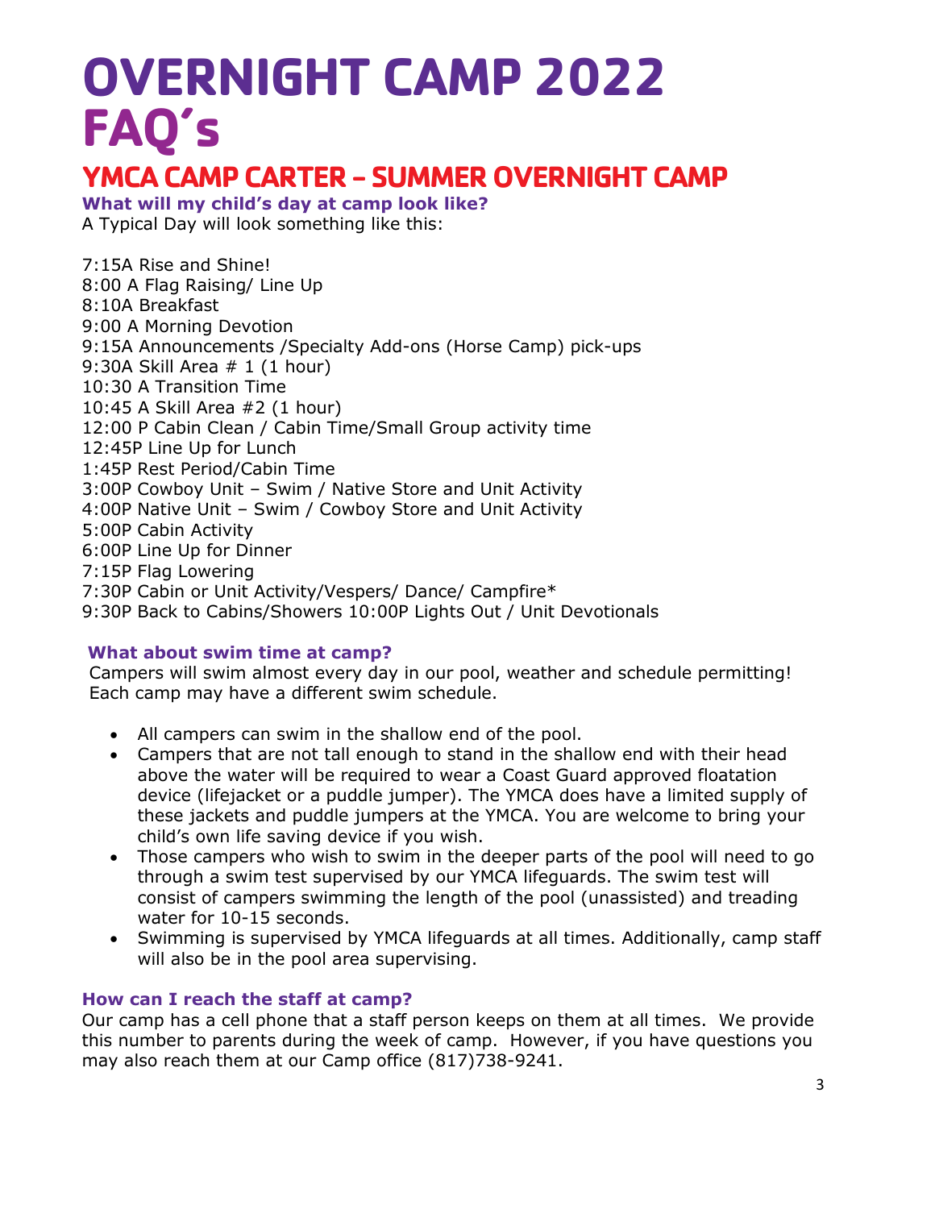# OVERNIGHT CAMP 2022 FAQ's

## YMCA CAMP CARTER – SUMMER OVERNIGHT CAMP

**What will my child's day at camp look like?**

A Typical Day will look something like this:

7:15A Rise and Shine!
8:00 A Flag Raising/ Line Up
8:10A Breakfast
9:00 A Morning Devotion
9:15A Announcements /Specialty Add-ons (Horse Camp) pick-ups
9:30A Skill Area # 1 (1 hour)
10:30 A Transition Time
10:45 A Skill Area #2 (1 hour)
12:00 P Cabin Clean / Cabin Time/Small Group activity time
12:45P Line Up for Lunch
1:45P Rest Period/Cabin Time
3:00P Cowboy Unit – Swim / Native Store and Unit Activity
4:00P Native Unit – Swim / Cowboy Store and Unit Activity
5:00P Cabin Activity
6:00P Line Up for Dinner
7:15P Flag Lowering
7:30P Cabin or Unit Activity/Vespers/ Dance/ Campfire*
9:30P Back to Cabins/Showers 10:00P Lights Out / Unit Devotionals

**What about swim time at camp?**

Campers will swim almost every day in our pool, weather and schedule permitting! Each camp may have a different swim schedule.

- All campers can swim in the shallow end of the pool.
- Campers that are not tall enough to stand in the shallow end with their head above the water will be required to wear a Coast Guard approved floatation device (lifejacket or a puddle jumper). The YMCA does have a limited supply of these jackets and puddle jumpers at the YMCA. You are welcome to bring your child's own life saving device if you wish.
- Those campers who wish to swim in the deeper parts of the pool will need to go through a swim test supervised by our YMCA lifeguards. The swim test will consist of campers swimming the length of the pool (unassisted) and treading water for 10-15 seconds.
- Swimming is supervised by YMCA lifeguards at all times. Additionally, camp staff will also be in the pool area supervising.

**How can I reach the staff at camp?**

Our camp has a cell phone that a staff person keeps on them at all times. We provide this number to parents during the week of camp. However, if you have questions you may also reach them at our Camp office (817)738-9241.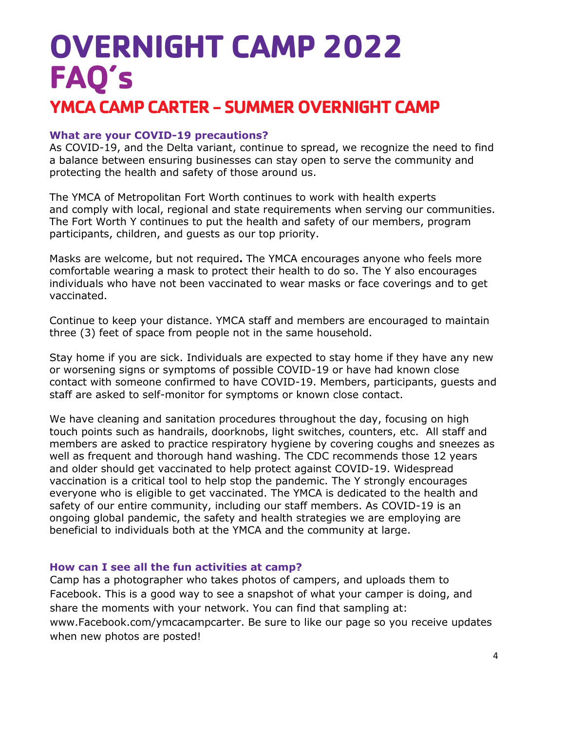# OVERNIGHT CAMP 2022 FAQ's

## YMCA CAMP CARTER – SUMMER OVERNIGHT CAMP

### What are your COVID-19 precautions?

As COVID-19, and the Delta variant, continue to spread, we recognize the need to find a balance between ensuring businesses can stay open to serve the community and protecting the health and safety of those around us.

The YMCA of Metropolitan Fort Worth continues to work with health experts and comply with local, regional and state requirements when serving our communities. The Fort Worth Y continues to put the health and safety of our members, program participants, children, and guests as our top priority.

Masks are welcome, but not required**.** The YMCA encourages anyone who feels more comfortable wearing a mask to protect their health to do so. The Y also encourages individuals who have not been vaccinated to wear masks or face coverings and to get vaccinated.

Continue to keep your distance. YMCA staff and members are encouraged to maintain three (3) feet of space from people not in the same household.

Stay home if you are sick. Individuals are expected to stay home if they have any new or worsening signs or symptoms of possible COVID-19 or have had known close contact with someone confirmed to have COVID-19. Members, participants, guests and staff are asked to self-monitor for symptoms or known close contact.

We have cleaning and sanitation procedures throughout the day, focusing on high touch points such as handrails, doorknobs, light switches, counters, etc. All staff and members are asked to practice respiratory hygiene by covering coughs and sneezes as well as frequent and thorough hand washing. The CDC recommends those 12 years and older should get vaccinated to help protect against COVID-19. Widespread vaccination is a critical tool to help stop the pandemic. The Y strongly encourages everyone who is eligible to get vaccinated. The YMCA is dedicated to the health and safety of our entire community, including our staff members. As COVID-19 is an ongoing global pandemic, the safety and health strategies we are employing are beneficial to individuals both at the YMCA and the community at large.

### How can I see all the fun activities at camp?

Camp has a photographer who takes photos of campers, and uploads them to Facebook. This is a good way to see a snapshot of what your camper is doing, and share the moments with your network. You can find that sampling at: www.Facebook.com/ymcacampcarter. Be sure to like our page so you receive updates when new photos are posted!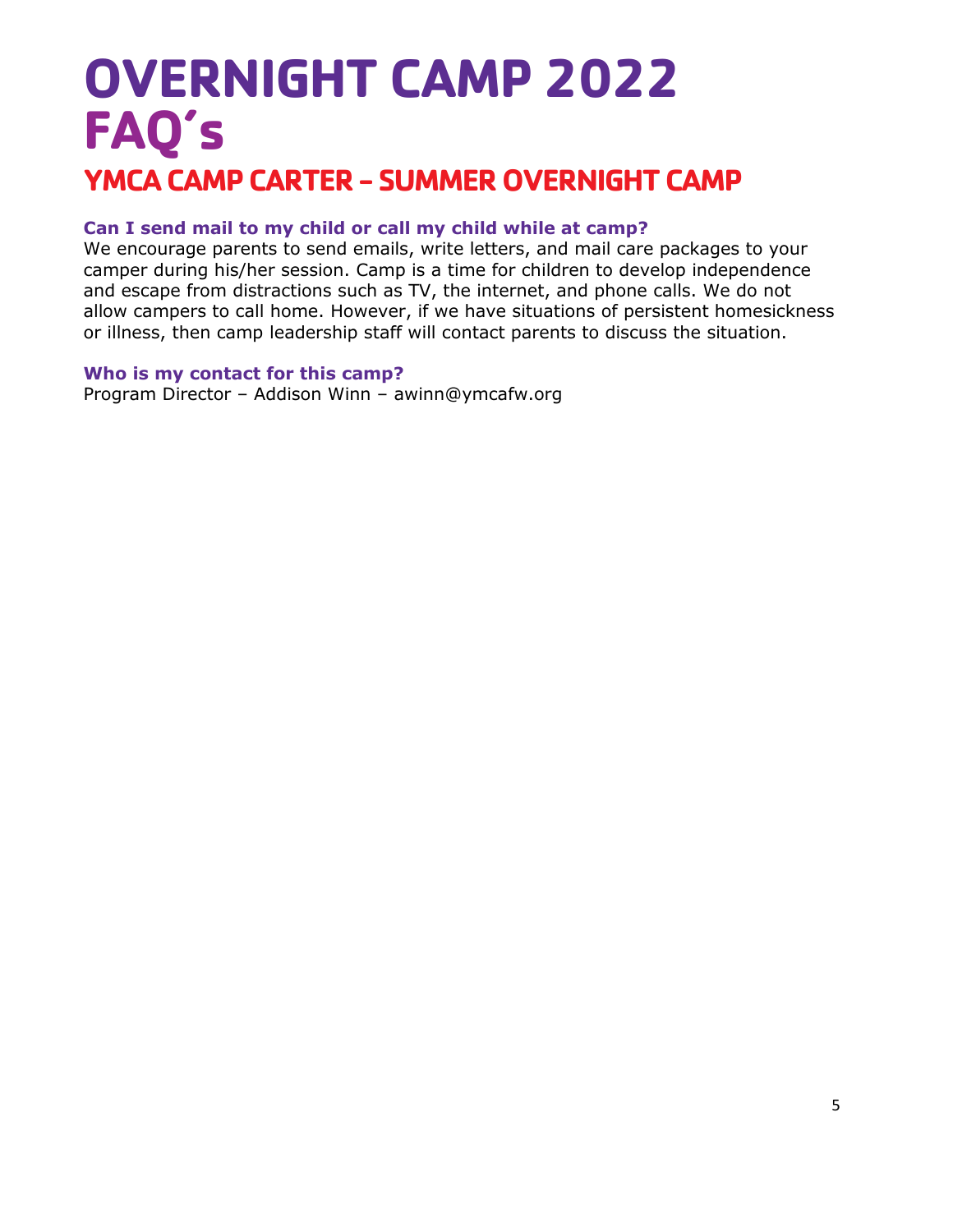# OVERNIGHT CAMP 2022
# FAQ's

## YMCA CAMP CARTER – SUMMER OVERNIGHT CAMP

### Can I send mail to my child or call my child while at camp?

We encourage parents to send emails, write letters, and mail care packages to your camper during his/her session. Camp is a time for children to develop independence and escape from distractions such as TV, the internet, and phone calls. We do not allow campers to call home. However, if we have situations of persistent homesickness or illness, then camp leadership staff will contact parents to discuss the situation.

### Who is my contact for this camp?

Program Director – Addison Winn – awinn@ymcafw.org